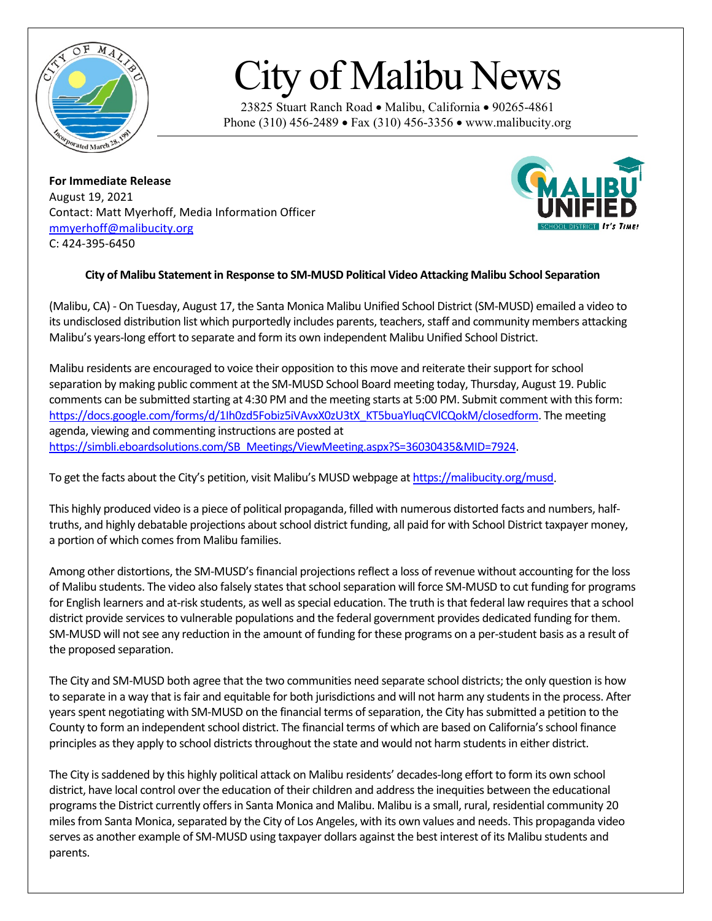# City of Malibu News

23825 Stuart Ranch Road • Malibu, California • 90265-4861
Phone (310) 456-2489 • Fax (310) 456-3356 • www.malibucity.org

**For Immediate Release**
August 19, 2021
Contact: Matt Myerhoff, Media Information Officer
mmyerhoff@malibucity.org
C: 424-395-6450

**City of Malibu Statement in Response to SM-MUSD Political Video Attacking Malibu School Separation**

(Malibu, CA) - On Tuesday, August 17, the Santa Monica Malibu Unified School District (SM-MUSD) emailed a video to its undisclosed distribution list which purportedly includes parents, teachers, staff and community members attacking Malibu's years-long effort to separate and form its own independent Malibu Unified School District.

Malibu residents are encouraged to voice their opposition to this move and reiterate their support for school separation by making public comment at the SM-MUSD School Board meeting today, Thursday, August 19. Public comments can be submitted starting at 4:30 PM and the meeting starts at 5:00 PM. Submit comment with this form: https://docs.google.com/forms/d/1Ih0zd5Fobiz5iVAvxX0zU3tX_KT5buaYluqCVlCQokM/closedform. The meeting agenda, viewing and commenting instructions are posted at https://simbli.eboardsolutions.com/SB_Meetings/ViewMeeting.aspx?S=36030435&MID=7924.

To get the facts about the City's petition, visit Malibu's MUSD webpage at https://malibucity.org/musd.

This highly produced video is a piece of political propaganda, filled with numerous distorted facts and numbers, half-truths, and highly debatable projections about school district funding, all paid for with School District taxpayer money, a portion of which comes from Malibu families.

Among other distortions, the SM-MUSD's financial projections reflect a loss of revenue without accounting for the loss of Malibu students. The video also falsely states that school separation will force SM-MUSD to cut funding for programs for English learners and at-risk students, as well as special education. The truth is that federal law requires that a school district provide services to vulnerable populations and the federal government provides dedicated funding for them. SM-MUSD will not see any reduction in the amount of funding for these programs on a per-student basis as a result of the proposed separation.

The City and SM-MUSD both agree that the two communities need separate school districts; the only question is how to separate in a way that is fair and equitable for both jurisdictions and will not harm any students in the process. After years spent negotiating with SM-MUSD on the financial terms of separation, the City has submitted a petition to the County to form an independent school district. The financial terms of which are based on California's school finance principles as they apply to school districts throughout the state and would not harm students in either district.

The City is saddened by this highly political attack on Malibu residents' decades-long effort to form its own school district, have local control over the education of their children and address the inequities between the educational programs the District currently offers in Santa Monica and Malibu. Malibu is a small, rural, residential community 20 miles from Santa Monica, separated by the City of Los Angeles, with its own values and needs. This propaganda video serves as another example of SM-MUSD using taxpayer dollars against the best interest of its Malibu students and parents.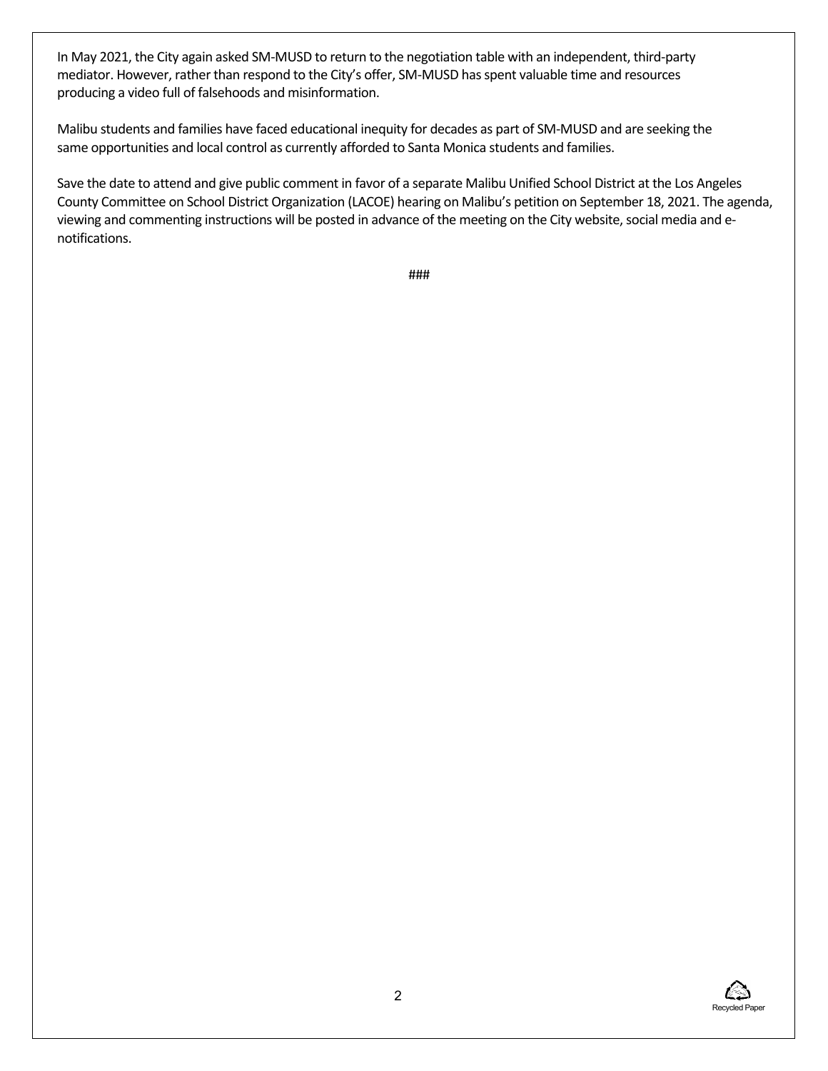In May 2021, the City again asked SM-MUSD to return to the negotiation table with an independent, third-party mediator. However, rather than respond to the City's offer, SM-MUSD has spent valuable time and resources producing a video full of falsehoods and misinformation.

Malibu students and families have faced educational inequity for decades as part of SM-MUSD and are seeking the same opportunities and local control as currently afforded to Santa Monica students and families.

Save the date to attend and give public comment in favor of a separate Malibu Unified School District at the Los Angeles County Committee on School District Organization (LACOE) hearing on Malibu's petition on September 18, 2021. The agenda, viewing and commenting instructions will be posted in advance of the meeting on the City website, social media and e-notifications.

###